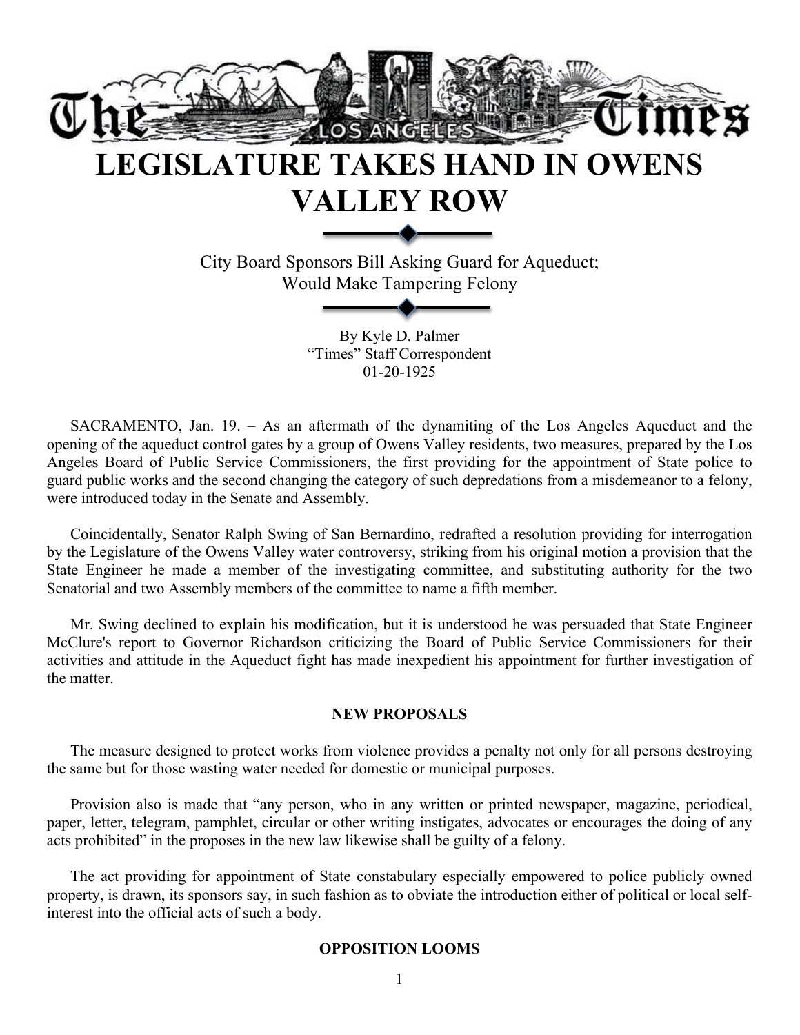# LEGISLATURE TAKES HAND IN OWENS VALLEY ROW

City Board Sponsors Bill Asking Guard for Aqueduct;
Would Make Tampering Felony

By Kyle D. Palmer
"Times" Staff Correspondent
01-20-1925

SACRAMENTO, Jan. 19. – As an aftermath of the dynamiting of the Los Angeles Aqueduct and the opening of the aqueduct control gates by a group of Owens Valley residents, two measures, prepared by the Los Angeles Board of Public Service Commissioners, the first providing for the appointment of State police to guard public works and the second changing the category of such depredations from a misdemeanor to a felony, were introduced today in the Senate and Assembly.

Coincidentally, Senator Ralph Swing of San Bernardino, redrafted a resolution providing for interrogation by the Legislature of the Owens Valley water controversy, striking from his original motion a provision that the State Engineer he made a member of the investigating committee, and substituting authority for the two Senatorial and two Assembly members of the committee to name a fifth member.

Mr. Swing declined to explain his modification, but it is understood he was persuaded that State Engineer McClure's report to Governor Richardson criticizing the Board of Public Service Commissioners for their activities and attitude in the Aqueduct fight has made inexpedient his appointment for further investigation of the matter.

### NEW PROPOSALS

The measure designed to protect works from violence provides a penalty not only for all persons destroying the same but for those wasting water needed for domestic or municipal purposes.

Provision also is made that "any person, who in any written or printed newspaper, magazine, periodical, paper, letter, telegram, pamphlet, circular or other writing instigates, advocates or encourages the doing of any acts prohibited" in the proposes in the new law likewise shall be guilty of a felony.

The act providing for appointment of State constabulary especially empowered to police publicly owned property, is drawn, its sponsors say, in such fashion as to obviate the introduction either of political or local self-interest into the official acts of such a body.

### OPPOSITION LOOMS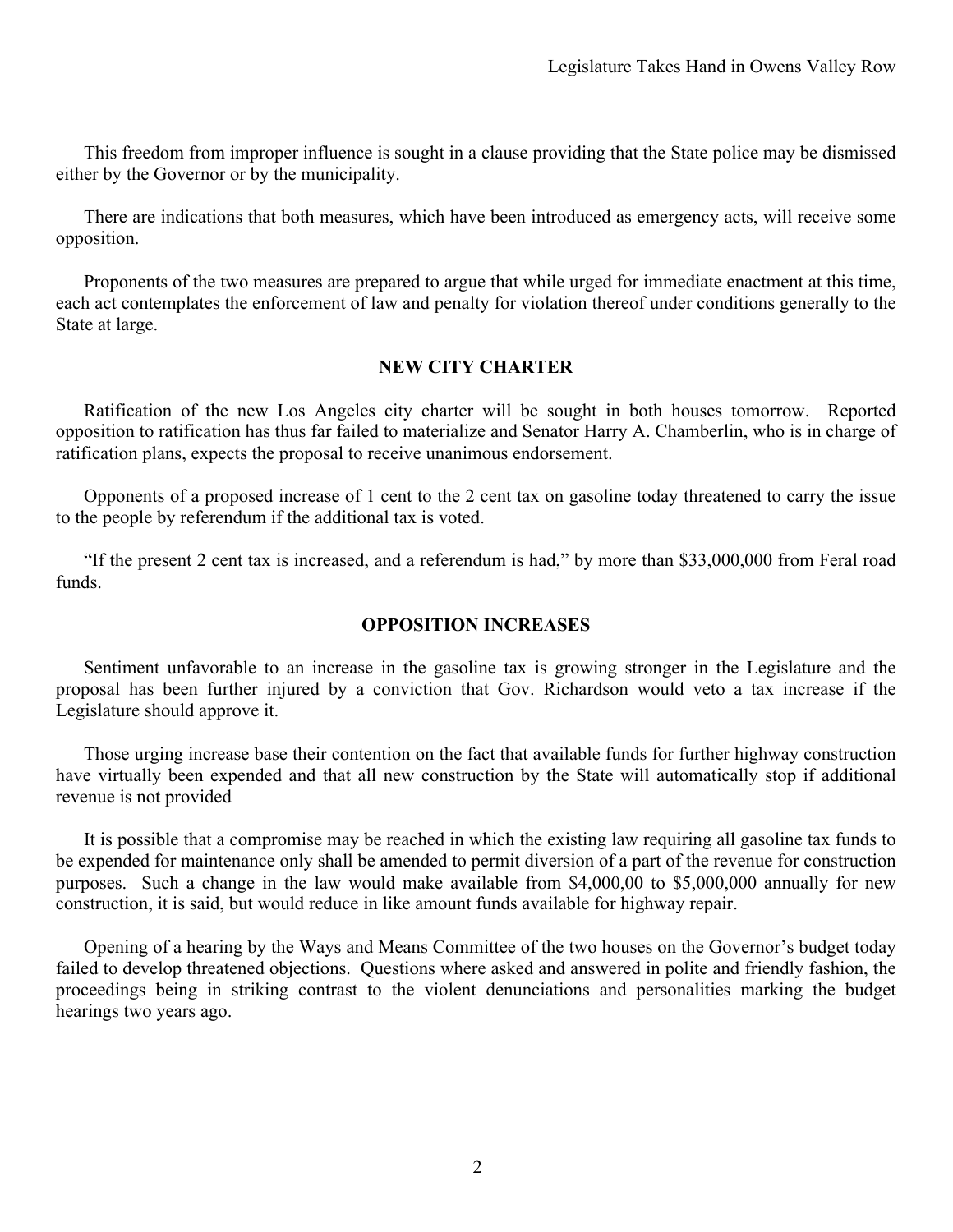This freedom from improper influence is sought in a clause providing that the State police may be dismissed either by the Governor or by the municipality.

There are indications that both measures, which have been introduced as emergency acts, will receive some opposition.

Proponents of the two measures are prepared to argue that while urged for immediate enactment at this time, each act contemplates the enforcement of law and penalty for violation thereof under conditions generally to the State at large.

**NEW CITY CHARTER**

Ratification of the new Los Angeles city charter will be sought in both houses tomorrow. Reported opposition to ratification has thus far failed to materialize and Senator Harry A. Chamberlin, who is in charge of ratification plans, expects the proposal to receive unanimous endorsement.

Opponents of a proposed increase of 1 cent to the 2 cent tax on gasoline today threatened to carry the issue to the people by referendum if the additional tax is voted.

"If the present 2 cent tax is increased, and a referendum is had," by more than $33,000,000 from Feral road funds.

**OPPOSITION INCREASES**

Sentiment unfavorable to an increase in the gasoline tax is growing stronger in the Legislature and the proposal has been further injured by a conviction that Gov. Richardson would veto a tax increase if the Legislature should approve it.

Those urging increase base their contention on the fact that available funds for further highway construction have virtually been expended and that all new construction by the State will automatically stop if additional revenue is not provided

It is possible that a compromise may be reached in which the existing law requiring all gasoline tax funds to be expended for maintenance only shall be amended to permit diversion of a part of the revenue for construction purposes. Such a change in the law would make available from $4,000,00 to $5,000,000 annually for new construction, it is said, but would reduce in like amount funds available for highway repair.

Opening of a hearing by the Ways and Means Committee of the two houses on the Governor's budget today failed to develop threatened objections. Questions where asked and answered in polite and friendly fashion, the proceedings being in striking contrast to the violent denunciations and personalities marking the budget hearings two years ago.